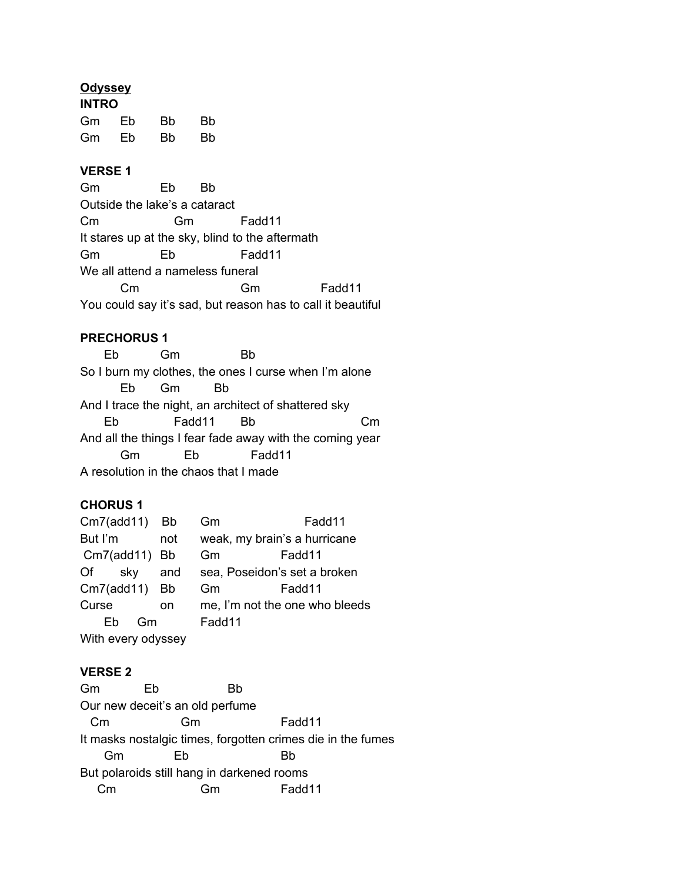**<u>Odyssey</u>**

**INTRO**

```
Gm      Eb      Bb      Bb
Gm      Eb      Bb      Bb
```

**VERSE 1**

```
Gm              Eb      Bb
Outside the lake's a cataract
Cm                  Gm              Fadd11
It stares up at the sky, blind to the aftermath
Gm              Eb              Fadd11
We all attend a nameless funeral
        Cm                          Gm              Fadd11
You could say it's sad, but reason has to call it beautiful
```

**PRECHORUS 1**

```
    Eb          Gm              Bb
So I burn my clothes, the ones I curse when I'm alone
        Eb      Gm          Bb
And I trace the night, an architect of shattered sky
    Eb              Fadd11      Bb                      Cm
And all the things I fear fade away with the coming year
        Gm          Eb              Fadd11
A resolution in the chaos that I made
```

**CHORUS 1**

```
Cm7(add11)    Bb      Gm                  Fadd11
But I'm       not     weak, my brain's a hurricane
 Cm7(add11)   Bb      Gm              Fadd11
Of      sky   and     sea, Poseidon's set a broken
Cm7(add11)    Bb      Gm              Fadd11
Curse         on      me, I'm not the one who bleeds
    Eb     Gm         Fadd11
With every odyssey
```

**VERSE 2**

```
Gm          Eb              Bb
Our new deceit's an old perfume
  Cm                Gm                      Fadd11
It masks nostalgic times, forgotten crimes die in the fumes
    Gm          Eb                  Bb
But polaroids still hang in darkened rooms
   Cm                   Gm              Fadd11
```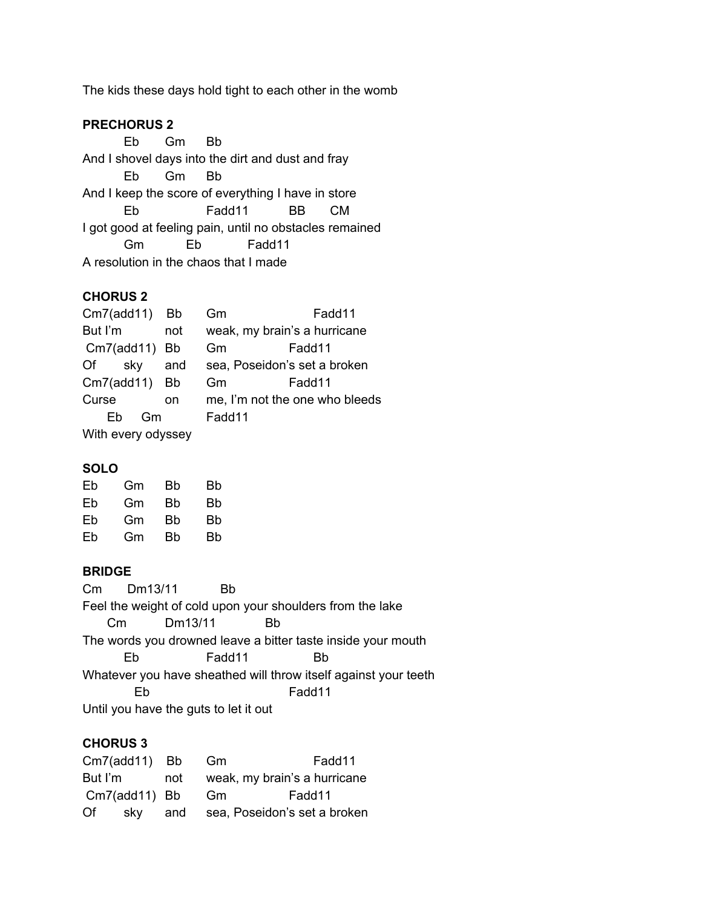The kids these days hold tight to each other in the womb

**PRECHORUS 2**

```
         Eb      Gm      Bb
And I shovel days into the dirt and dust and fray
         Eb      Gm      Bb
And I keep the score of everything I have in store
         Eb                 Fadd11          BB       CM
I got good at feeling pain, until no obstacles remained
         Gm           Eb             Fadd11
A resolution in the chaos that I made
```

**CHORUS 2**

```
Cm7(add11)    Bb      Gm                  Fadd11
But I'm       not     weak, my brain's a hurricane
 Cm7(add11)   Bb      Gm             Fadd11
Of      sky   and     sea, Poseidon's set a broken
Cm7(add11)    Bb      Gm             Fadd11
Curse         on      me, I'm not the one who bleeds
     Eb     Gm          Fadd11
With every odyssey
```

**SOLO**

```
Eb      Gm      Bb      Bb
Eb      Gm      Bb      Bb
Eb      Gm      Bb      Bb
Eb      Gm      Bb      Bb
```

**BRIDGE**

```
Cm       Dm13/11           Bb
Feel the weight of cold upon your shoulders from the lake
      Cm          Dm13/11          Bb
The words you drowned leave a bitter taste inside your mouth
         Eb                Fadd11              Bb
Whatever you have sheathed will throw itself against your teeth
           Eb                             Fadd11
Until you have the guts to let it out
```

**CHORUS 3**

```
Cm7(add11)    Bb      Gm                  Fadd11
But I'm       not     weak, my brain's a hurricane
 Cm7(add11)   Bb      Gm             Fadd11
Of      sky   and     sea, Poseidon's set a broken
```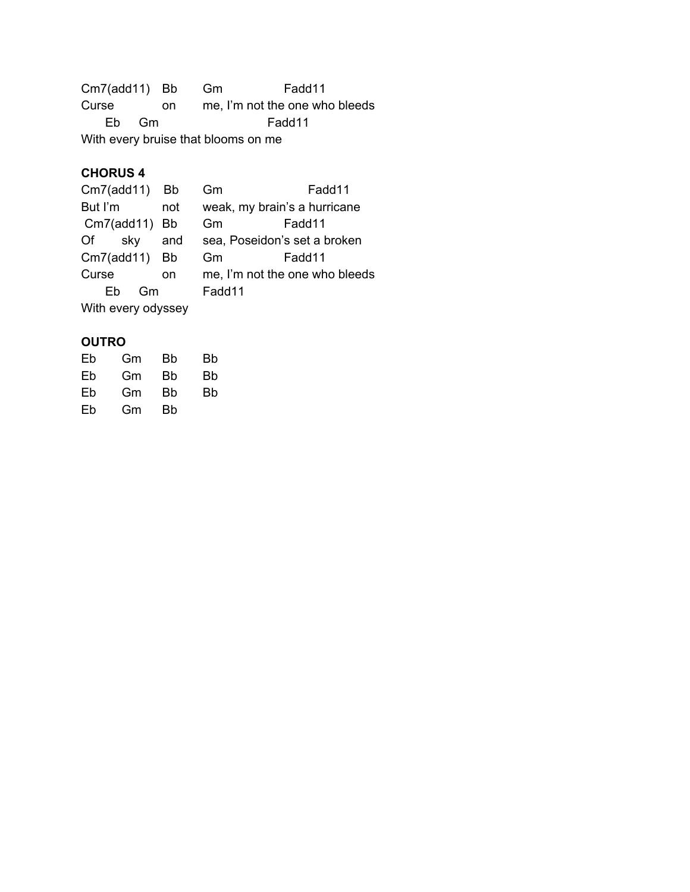```
Cm7(add11)    Bb       Gm                  Fadd11
Curse              on       me, I'm not the one who bleeds
       Eb      Gm                             Fadd11
With every bruise that blooms on me
```

**CHORUS 4**

```
Cm7(add11)    Bb       Gm                       Fadd11
But I'm            not      weak, my brain's a hurricane
 Cm7(add11)   Bb       Gm                 Fadd11
Of        sky       and      sea, Poseidon's set a broken
Cm7(add11)    Bb       Gm                 Fadd11
Curse              on       me, I'm not the one who bleeds
       Eb      Gm             Fadd11
With every odyssey
```

**OUTRO**

```
Eb       Gm      Bb       Bb
Eb       Gm      Bb       Bb
Eb       Gm      Bb       Bb
Eb       Gm      Bb
```